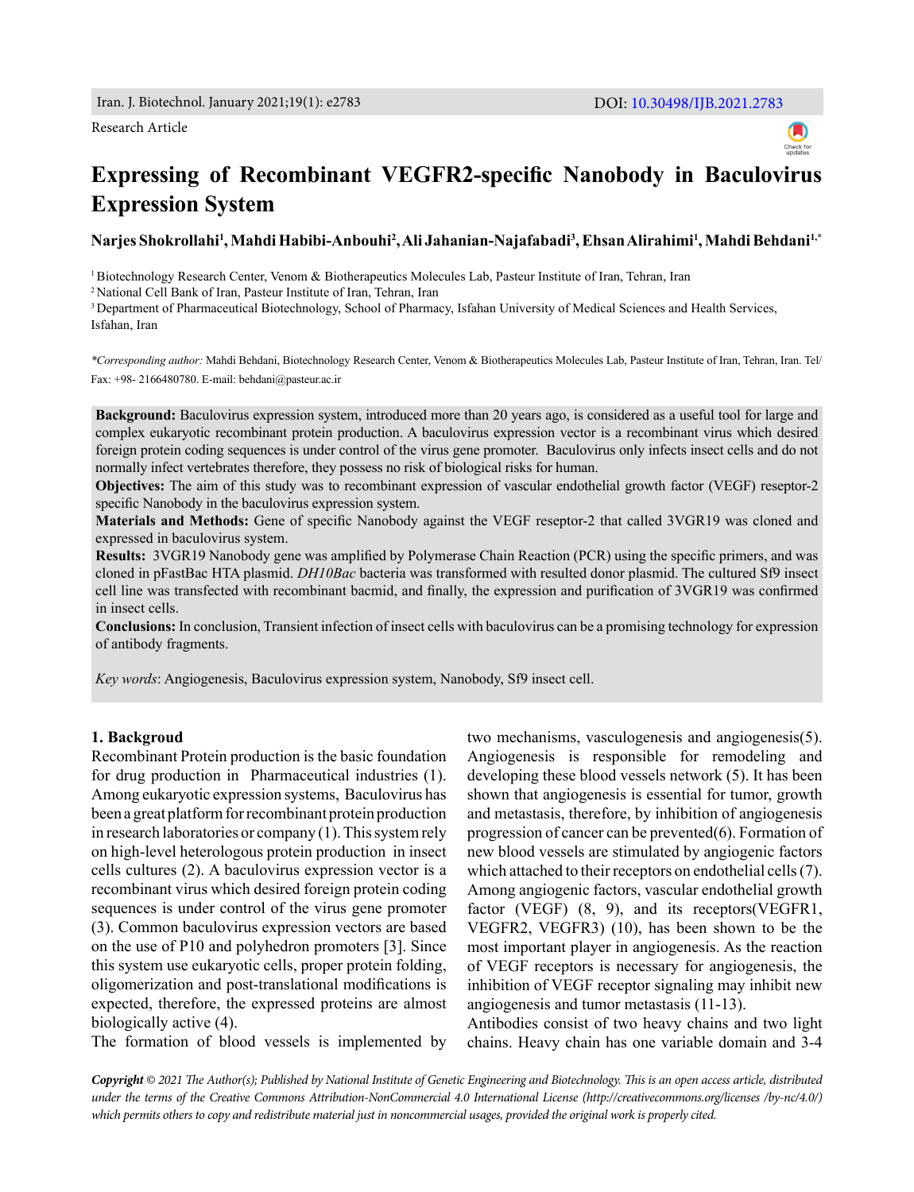Research Article

# Expressing of Recombinant VEGFR2-specific Nanobody in Baculovirus Expression System

**Narjes Shokrollahi[1], Mahdi Habibi-Anbouhi[2], Ali Jahanian-Najafabadi[3], Ehsan Alirahimi[1], Mahdi Behdani[1,*]**

[1] Biotechnology Research Center, Venom & Biotherapeutics Molecules Lab, Pasteur Institute of Iran, Tehran, Iran
[2] National Cell Bank of Iran, Pasteur Institute of Iran, Tehran, Iran
[3] Department of Pharmaceutical Biotechnology, School of Pharmacy, Isfahan University of Medical Sciences and Health Services, Isfahan, Iran

*\*Corresponding author:* Mahdi Behdani, Biotechnology Research Center, Venom & Biotherapeutics Molecules Lab, Pasteur Institute of Iran, Tehran, Iran. Tel/Fax: +98- 2166480780. E-mail: behdani@pasteur.ac.ir

**Background:** Baculovirus expression system, introduced more than 20 years ago, is considered as a useful tool for large and complex eukaryotic recombinant protein production. A baculovirus expression vector is a recombinant virus which desired foreign protein coding sequences is under control of the virus gene promoter. Baculovirus only infects insect cells and do not normally infect vertebrates therefore, they possess no risk of biological risks for human.

**Objectives:** The aim of this study was to recombinant expression of vascular endothelial growth factor (VEGF) reseptor-2 specific Nanobody in the baculovirus expression system.

**Materials and Methods:** Gene of specific Nanobody against the VEGF reseptor-2 that called 3VGR19 was cloned and expressed in baculovirus system.

**Results:** 3VGR19 Nanobody gene was amplified by Polymerase Chain Reaction (PCR) using the specific primers, and was cloned in pFastBac HTA plasmid. *DH10Bac* bacteria was transformed with resulted donor plasmid. The cultured Sf9 insect cell line was transfected with recombinant bacmid, and finally, the expression and purification of 3VGR19 was confirmed in insect cells.

**Conclusions:** In conclusion, Transient infection of insect cells with baculovirus can be a promising technology for expression of antibody fragments.

*Key words*: Angiogenesis, Baculovirus expression system, Nanobody, Sf9 insect cell.

## 1. Backgroud

Recombinant Protein production is the basic foundation for drug production in Pharmaceutical industries (1). Among eukaryotic expression systems, Baculovirus has been a great platform for recombinant protein production in research laboratories or company (1). This system rely on high-level heterologous protein production in insect cells cultures (2). A baculovirus expression vector is a recombinant virus which desired foreign protein coding sequences is under control of the virus gene promoter (3). Common baculovirus expression vectors are based on the use of P10 and polyhedron promoters [3]. Since this system use eukaryotic cells, proper protein folding, oligomerization and post-translational modifications is expected, therefore, the expressed proteins are almost biologically active (4).

The formation of blood vessels is implemented by two mechanisms, vasculogenesis and angiogenesis(5). Angiogenesis is responsible for remodeling and developing these blood vessels network (5). It has been shown that angiogenesis is essential for tumor, growth and metastasis, therefore, by inhibition of angiogenesis progression of cancer can be prevented(6). Formation of new blood vessels are stimulated by angiogenic factors which attached to their receptors on endothelial cells (7). Among angiogenic factors, vascular endothelial growth factor (VEGF) (8, 9), and its receptors(VEGFR1, VEGFR2, VEGFR3) (10), has been shown to be the most important player in angiogenesis. As the reaction of VEGF receptors is necessary for angiogenesis, the inhibition of VEGF receptor signaling may inhibit new angiogenesis and tumor metastasis (11-13).

Antibodies consist of two heavy chains and two light chains. Heavy chain has one variable domain and 3-4

*Copyright © 2021 The Author(s); Published by National Institute of Genetic Engineering and Biotechnology. This is an open access article, distributed under the terms of the Creative Commons Attribution-NonCommercial 4.0 International License (http://creativecommons.org/licenses /by-nc/4.0/) which permits others to copy and redistribute material just in noncommercial usages, provided the original work is properly cited.*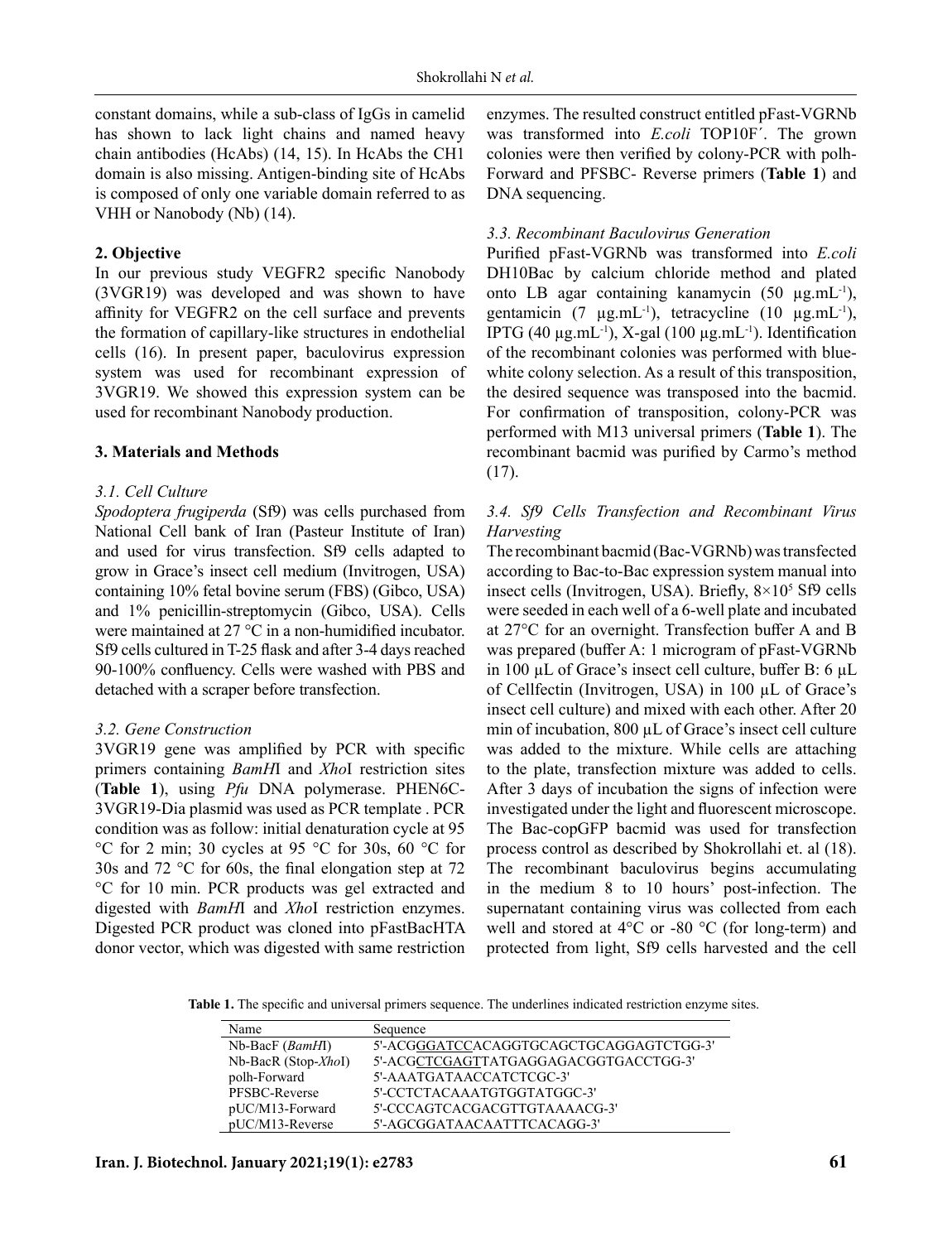constant domains, while a sub-class of IgGs in camelid has shown to lack light chains and named heavy chain antibodies (HcAbs) (14, 15). In HcAbs the CH1 domain is also missing. Antigen-binding site of HcAbs is composed of only one variable domain referred to as VHH or Nanobody (Nb) (14).

## 2. Objective

In our previous study VEGFR2 specific Nanobody (3VGR19) was developed and was shown to have affinity for VEGFR2 on the cell surface and prevents the formation of capillary-like structures in endothelial cells (16). In present paper, baculovirus expression system was used for recombinant expression of 3VGR19. We showed this expression system can be used for recombinant Nanobody production.

## 3. Materials and Methods

### 3.1. Cell Culture

*Spodoptera frugiperda* (Sf9) was cells purchased from National Cell bank of Iran (Pasteur Institute of Iran) and used for virus transfection. Sf9 cells adapted to grow in Grace's insect cell medium (Invitrogen, USA) containing 10% fetal bovine serum (FBS) (Gibco, USA) and 1% penicillin-streptomycin (Gibco, USA). Cells were maintained at 27 °C in a non-humidified incubator. Sf9 cells cultured in T-25 flask and after 3-4 days reached 90-100% confluency. Cells were washed with PBS and detached with a scraper before transfection.

### 3.2. Gene Construction

3VGR19 gene was amplified by PCR with specific primers containing *BamH*I and *Xho*I restriction sites (**Table 1**), using *Pfu* DNA polymerase. PHEN6C-3VGR19-Dia plasmid was used as PCR template . PCR condition was as follow: initial denaturation cycle at 95 °C for 2 min; 30 cycles at 95 °C for 30s, 60 °C for 30s and 72 °C for 60s, the final elongation step at 72 °C for 10 min. PCR products was gel extracted and digested with *BamH*I and *Xho*I restriction enzymes. Digested PCR product was cloned into pFastBacHTA donor vector, which was digested with same restriction enzymes. The resulted construct entitled pFast-VGRNb was transformed into *E.coli* TOP10F´. The grown colonies were then verified by colony-PCR with polh-Forward and PFSBC- Reverse primers (**Table 1**) and DNA sequencing.

### 3.3. Recombinant Baculovirus Generation

Purified pFast-VGRNb was transformed into *E.coli* DH10Bac by calcium chloride method and plated onto LB agar containing kanamycin (50 μg.mL$^{-1}$), gentamicin (7 μg.mL$^{-1}$), tetracycline (10 μg.mL$^{-1}$), IPTG (40 μg.mL$^{-1}$), X-gal (100 μg.mL$^{-1}$). Identification of the recombinant colonies was performed with blue-white colony selection. As a result of this transposition, the desired sequence was transposed into the bacmid. For confirmation of transposition, colony-PCR was performed with M13 universal primers (**Table 1**). The recombinant bacmid was purified by Carmo's method (17).

### 3.4. Sf9 Cells Transfection and Recombinant Virus Harvesting

The recombinant bacmid (Bac-VGRNb) was transfected according to Bac-to-Bac expression system manual into insect cells (Invitrogen, USA). Briefly, $8\times10^5$ Sf9 cells were seeded in each well of a 6-well plate and incubated at 27°C for an overnight. Transfection buffer A and B was prepared (buffer A: 1 microgram of pFast-VGRNb in 100 μL of Grace's insect cell culture, buffer B: 6 μL of Cellfectin (Invitrogen, USA) in 100 μL of Grace's insect cell culture) and mixed with each other. After 20 min of incubation, 800 μL of Grace's insect cell culture was added to the mixture. While cells are attaching to the plate, transfection mixture was added to cells. After 3 days of incubation the signs of infection were investigated under the light and fluorescent microscope. The Bac-copGFP bacmid was used for transfection process control as described by Shokrollahi et. al (18). The recombinant baculovirus begins accumulating in the medium 8 to 10 hours' post-infection. The supernatant containing virus was collected from each well and stored at 4°C or -80 °C (for long-term) and protected from light, Sf9 cells harvested and the cell

**Table 1.** The specific and universal primers sequence. The underlines indicated restriction enzyme sites.

| Name | Sequence |
|---|---|
| Nb-BacF (*BamH*I) | 5'-ACG<u>GGATCC</u>ACAGGTGCAGCTGCAGGAGTCTGG-3' |
| Nb-BacR (Stop-*Xho*I) | 5'-ACG<u>CTCGAGT</u>TATGAGGAGACGGTGACCTGG-3' |
| polh-Forward | 5'-AAATGATAACCATCTCGC-3' |
| PFSBC-Reverse | 5'-CCTCTACAAATGTGGTATGGC-3' |
| pUC/M13-Forward | 5'-CCCAGTCACGACGTTGTAAAACG-3' |
| pUC/M13-Reverse | 5'-AGCGGATAACAATTTCACAGG-3' |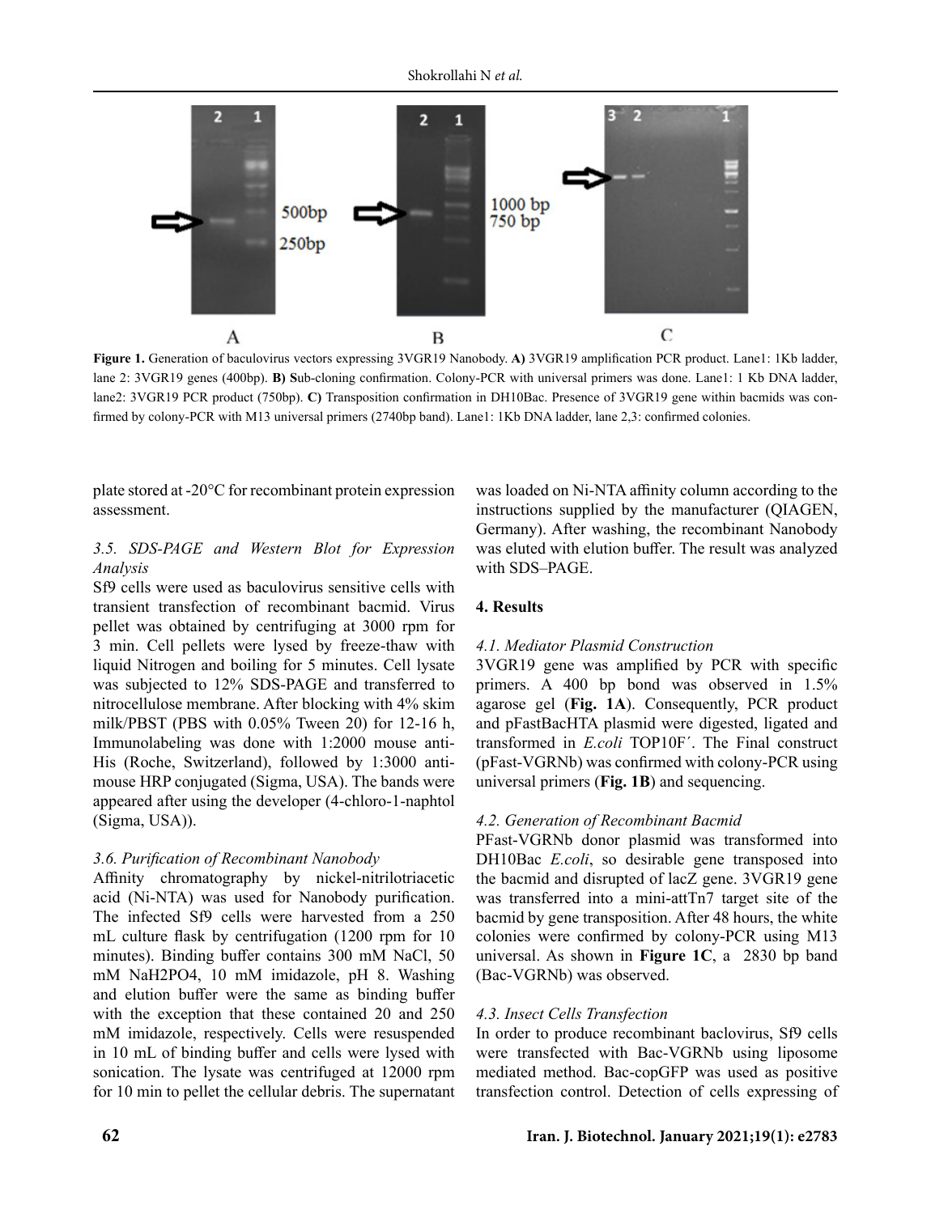**Figure 1.** Generation of baculovirus vectors expressing 3VGR19 Nanobody. **A)** 3VGR19 amplification PCR product. Lane1: 1Kb ladder, lane 2: 3VGR19 genes (400bp). **B) S**ub-cloning confirmation. Colony-PCR with universal primers was done. Lane1: 1 Kb DNA ladder, lane2: 3VGR19 PCR product (750bp). **C)** Transposition confirmation in DH10Bac. Presence of 3VGR19 gene within bacmids was confirmed by colony-PCR with M13 universal primers (2740bp band). Lane1: 1Kb DNA ladder, lane 2,3: confirmed colonies.

plate stored at -20°C for recombinant protein expression assessment.

### *3.5. SDS-PAGE and Western Blot for Expression Analysis*

Sf9 cells were used as baculovirus sensitive cells with transient transfection of recombinant bacmid. Virus pellet was obtained by centrifuging at 3000 rpm for 3 min. Cell pellets were lysed by freeze-thaw with liquid Nitrogen and boiling for 5 minutes. Cell lysate was subjected to 12% SDS-PAGE and transferred to nitrocellulose membrane. After blocking with 4% skim milk/PBST (PBS with 0.05% Tween 20) for 12-16 h, Immunolabeling was done with 1:2000 mouse anti-His (Roche, Switzerland), followed by 1:3000 anti-mouse HRP conjugated (Sigma, USA). The bands were appeared after using the developer (4-chloro-1-naphtol (Sigma, USA)).

### *3.6. Purification of Recombinant Nanobody*

Affinity chromatography by nickel-nitrilotriacetic acid (Ni-NTA) was used for Nanobody purification. The infected Sf9 cells were harvested from a 250 mL culture flask by centrifugation (1200 rpm for 10 minutes). Binding buffer contains 300 mM NaCl, 50 mM $NaH_2PO_4$, 10 mM imidazole, pH 8. Washing and elution buffer were the same as binding buffer with the exception that these contained 20 and 250 mM imidazole, respectively. Cells were resuspended in 10 mL of binding buffer and cells were lysed with sonication. The lysate was centrifuged at 12000 rpm for 10 min to pellet the cellular debris. The supernatant was loaded on Ni-NTA affinity column according to the instructions supplied by the manufacturer (QIAGEN, Germany). After washing, the recombinant Nanobody was eluted with elution buffer. The result was analyzed with SDS–PAGE.

## 4. Results

### *4.1. Mediator Plasmid Construction*

3VGR19 gene was amplified by PCR with specific primers. A 400 bp bond was observed in 1.5% agarose gel (**Fig. 1A**). Consequently, PCR product and pFastBacHTA plasmid were digested, ligated and transformed in *E.coli* TOP10F´. The Final construct (pFast-VGRNb) was confirmed with colony-PCR using universal primers (**Fig. 1B**) and sequencing.

### *4.2. Generation of Recombinant Bacmid*

PFast-VGRNb donor plasmid was transformed into DH10Bac *E.coli*, so desirable gene transposed into the bacmid and disrupted of lacZ gene. 3VGR19 gene was transferred into a mini-attTn7 target site of the bacmid by gene transposition. After 48 hours, the white colonies were confirmed by colony-PCR using M13 universal. As shown in **Figure 1C**, a 2830 bp band (Bac-VGRNb) was observed.

### *4.3. Insect Cells Transfection*

In order to produce recombinant baclovirus, Sf9 cells were transfected with Bac-VGRNb using liposome mediated method. Bac-copGFP was used as positive transfection control. Detection of cells expressing of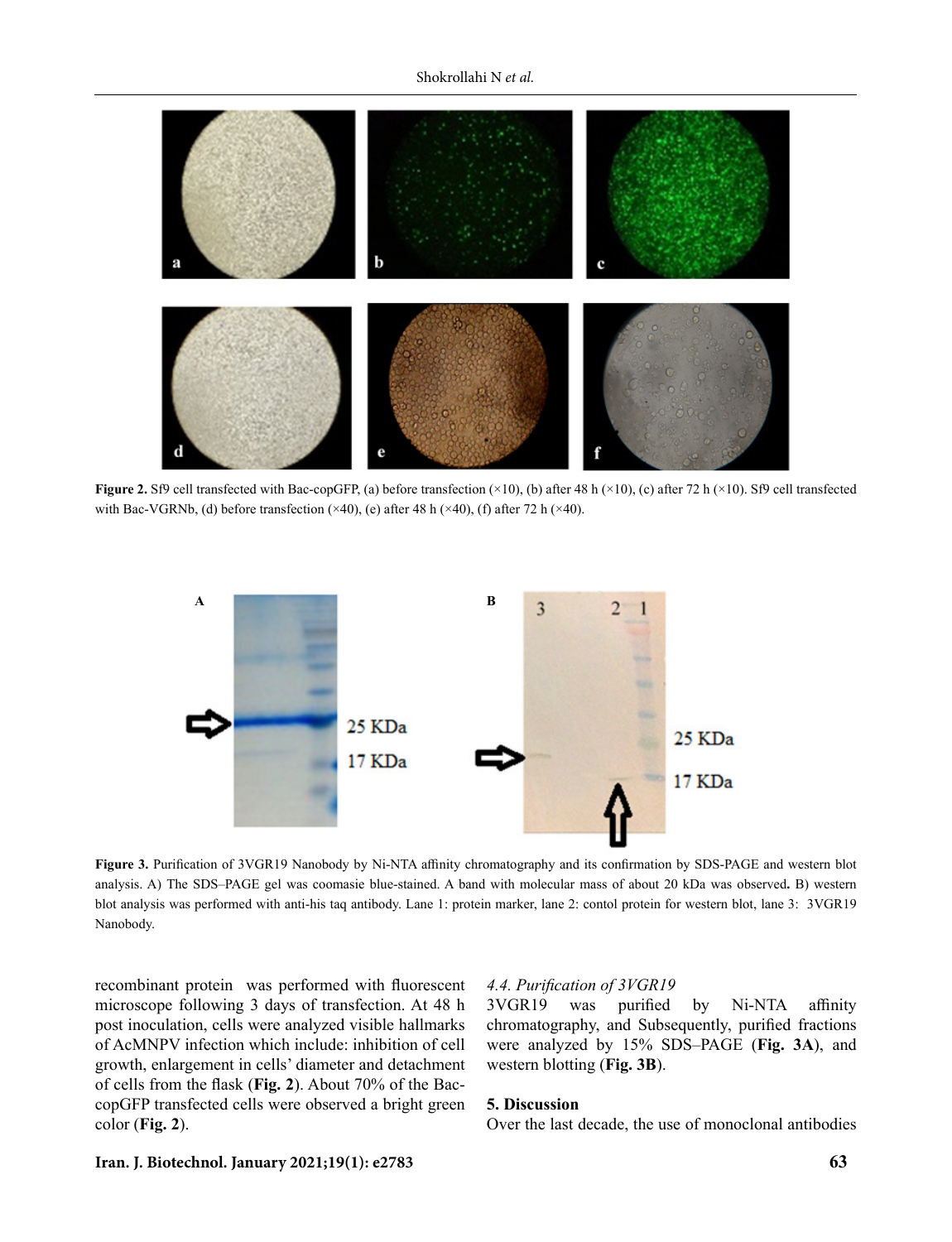**Figure 2.** Sf9 cell transfected with Bac-copGFP, (a) before transfection (×10), (b) after 48 h (×10), (c) after 72 h (×10). Sf9 cell transfected with Bac-VGRNb, (d) before transfection (×40), (e) after 48 h (×40), (f) after 72 h (×40).

**Figure 3.** Purification of 3VGR19 Nanobody by Ni-NTA affinity chromatography and its confirmation by SDS-PAGE and western blot analysis. A) The SDS–PAGE gel was coomasie blue-stained. A band with molecular mass of about 20 kDa was observed**.** B) western blot analysis was performed with anti-his taq antibody. Lane 1: protein marker, lane 2: contol protein for western blot, lane 3: 3VGR19 Nanobody.

recombinant protein was performed with fluorescent microscope following 3 days of transfection. At 48 h post inoculation, cells were analyzed visible hallmarks of AcMNPV infection which include: inhibition of cell growth, enlargement in cells' diameter and detachment of cells from the flask (**Fig. 2**). About 70% of the Bac-copGFP transfected cells were observed a bright green color (**Fig. 2**).

### *4.4. Purification of 3VGR19*

3VGR19 was purified by Ni-NTA affinity chromatography, and Subsequently, purified fractions were analyzed by 15% SDS–PAGE (**Fig. 3A**), and western blotting (**Fig. 3B**).

## 5. Discussion

Over the last decade, the use of monoclonal antibodies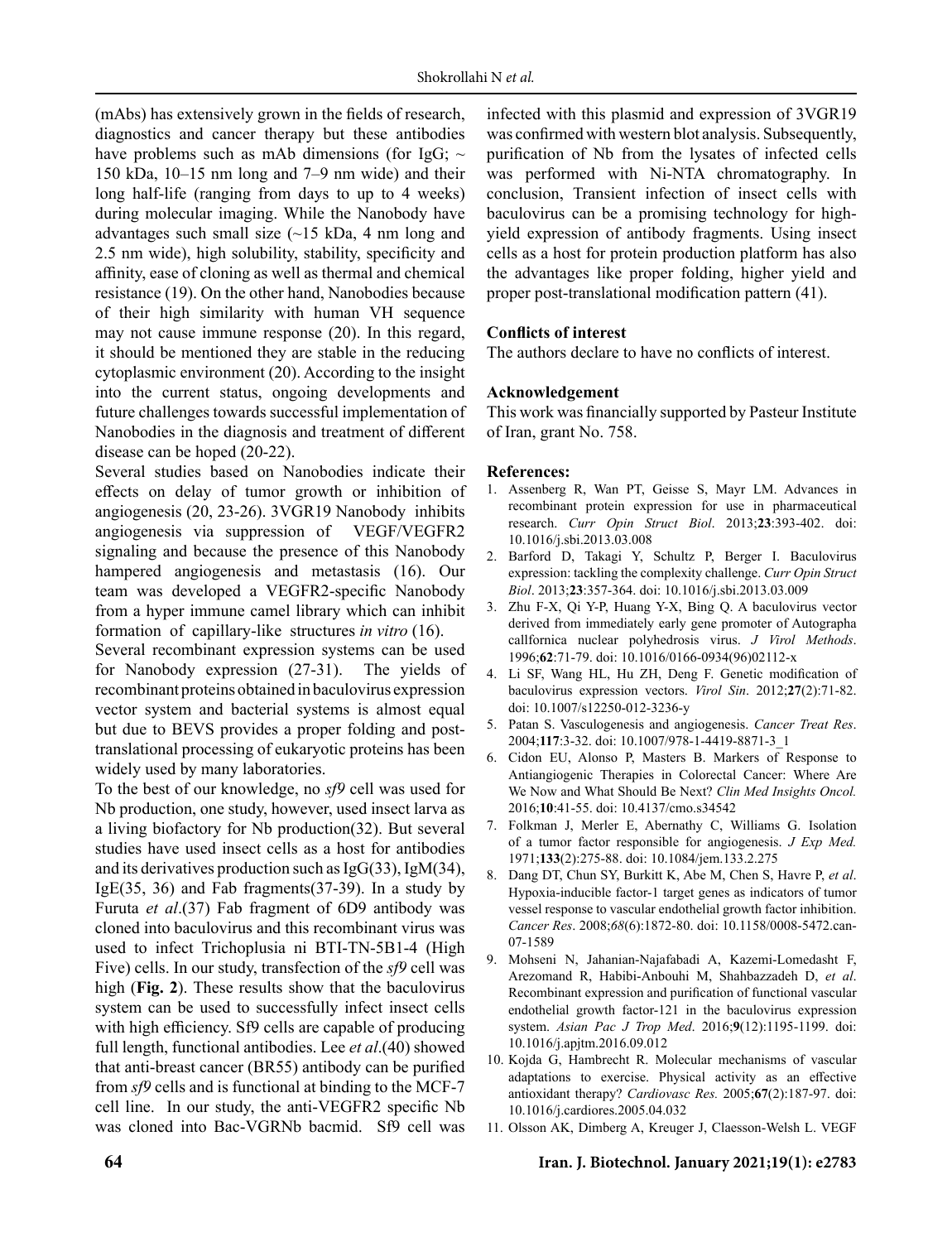(mAbs) has extensively grown in the fields of research, diagnostics and cancer therapy but these antibodies have problems such as mAb dimensions (for IgG; ~ 150 kDa, 10–15 nm long and 7–9 nm wide) and their long half-life (ranging from days to up to 4 weeks) during molecular imaging. While the Nanobody have advantages such small size (~15 kDa, 4 nm long and 2.5 nm wide), high solubility, stability, specificity and affinity, ease of cloning as well as thermal and chemical resistance (19). On the other hand, Nanobodies because of their high similarity with human VH sequence may not cause immune response (20). In this regard, it should be mentioned they are stable in the reducing cytoplasmic environment (20). According to the insight into the current status, ongoing developments and future challenges towards successful implementation of Nanobodies in the diagnosis and treatment of different disease can be hoped (20-22).

Several studies based on Nanobodies indicate their effects on delay of tumor growth or inhibition of angiogenesis (20, 23-26). 3VGR19 Nanobody inhibits angiogenesis via suppression of VEGF/VEGFR2 signaling and because the presence of this Nanobody hampered angiogenesis and metastasis (16). Our team was developed a VEGFR2-specific Nanobody from a hyper immune camel library which can inhibit formation of capillary-like structures *in vitro* (16).

Several recombinant expression systems can be used for Nanobody expression (27-31). The yields of recombinant proteins obtained in baculovirus expression vector system and bacterial systems is almost equal but due to BEVS provides a proper folding and post-translational processing of eukaryotic proteins has been widely used by many laboratories.

To the best of our knowledge, no *sf9* cell was used for Nb production, one study, however, used insect larva as a living biofactory for Nb production(32). But several studies have used insect cells as a host for antibodies and its derivatives production such as IgG(33), IgM(34), IgE(35, 36) and Fab fragments(37-39). In a study by Furuta *et al*.(37) Fab fragment of 6D9 antibody was cloned into baculovirus and this recombinant virus was used to infect Trichoplusia ni BTI-TN-5B1-4 (High Five) cells. In our study, transfection of the *sf9* cell was high (**Fig. 2**). These results show that the baculovirus system can be used to successfully infect insect cells with high efficiency. Sf9 cells are capable of producing full length, functional antibodies. Lee *et al*.(40) showed that anti-breast cancer (BR55) antibody can be purified from *sf9* cells and is functional at binding to the MCF-7 cell line. In our study, the anti-VEGFR2 specific Nb was cloned into Bac-VGRNb bacmid. Sf9 cell was infected with this plasmid and expression of 3VGR19 was confirmed with western blot analysis. Subsequently, purification of Nb from the lysates of infected cells was performed with Ni-NTA chromatography. In conclusion, Transient infection of insect cells with baculovirus can be a promising technology for high-yield expression of antibody fragments. Using insect cells as a host for protein production platform has also the advantages like proper folding, higher yield and proper post-translational modification pattern (41).

### Conflicts of interest

The authors declare to have no conflicts of interest.

### Acknowledgement

This work was financially supported by Pasteur Institute of Iran, grant No. 758.

### References:

1. Assenberg R, Wan PT, Geisse S, Mayr LM. Advances in recombinant protein expression for use in pharmaceutical research. *Curr Opin Struct Biol*. 2013;**23**:393-402. doi: 10.1016/j.sbi.2013.03.008
2. Barford D, Takagi Y, Schultz P, Berger I. Baculovirus expression: tackling the complexity challenge. *Curr Opin Struct Biol*. 2013;**23**:357-364. doi: 10.1016/j.sbi.2013.03.009
3. Zhu F-X, Qi Y-P, Huang Y-X, Bing Q. A baculovirus vector derived from immediately early gene promoter of Autographa callfornica nuclear polyhedrosis virus. *J Virol Methods*. 1996;**62**:71-79. doi: 10.1016/0166-0934(96)02112-x
4. Li SF, Wang HL, Hu ZH, Deng F. Genetic modification of baculovirus expression vectors. *Virol Sin*. 2012;**27**(2):71-82. doi: 10.1007/s12250-012-3236-y
5. Patan S. Vasculogenesis and angiogenesis. *Cancer Treat Res*. 2004;**117**:3-32. doi: 10.1007/978-1-4419-8871-3_1
6. Cidon EU, Alonso P, Masters B. Markers of Response to Antiangiogenic Therapies in Colorectal Cancer: Where Are We Now and What Should Be Next? *Clin Med Insights Oncol.* 2016;**10**:41-55. doi: 10.4137/cmo.s34542
7. Folkman J, Merler E, Abernathy C, Williams G. Isolation of a tumor factor responsible for angiogenesis. *J Exp Med.* 1971;**133**(2):275-88. doi: 10.1084/jem.133.2.275
8. Dang DT, Chun SY, Burkitt K, Abe M, Chen S, Havre P, *et al*. Hypoxia-inducible factor-1 target genes as indicators of tumor vessel response to vascular endothelial growth factor inhibition. *Cancer Res*. 2008;*68*(6):1872-80. doi: 10.1158/0008-5472.can-07-1589
9. Mohseni N, Jahanian-Najafabadi A, Kazemi-Lomedasht F, Arezomand R, Habibi-Anbouhi M, Shahbazzadeh D, *et al*. Recombinant expression and purification of functional vascular endothelial growth factor-121 in the baculovirus expression system. *Asian Pac J Trop Med*. 2016;**9**(12):1195-1199. doi: 10.1016/j.apjtm.2016.09.012
10. Kojda G, Hambrecht R. Molecular mechanisms of vascular adaptations to exercise. Physical activity as an effective antioxidant therapy? *Cardiovasc Res.* 2005;**67**(2):187-97. doi: 10.1016/j.cardiores.2005.04.032
11. Olsson AK, Dimberg A, Kreuger J, Claesson-Welsh L. VEGF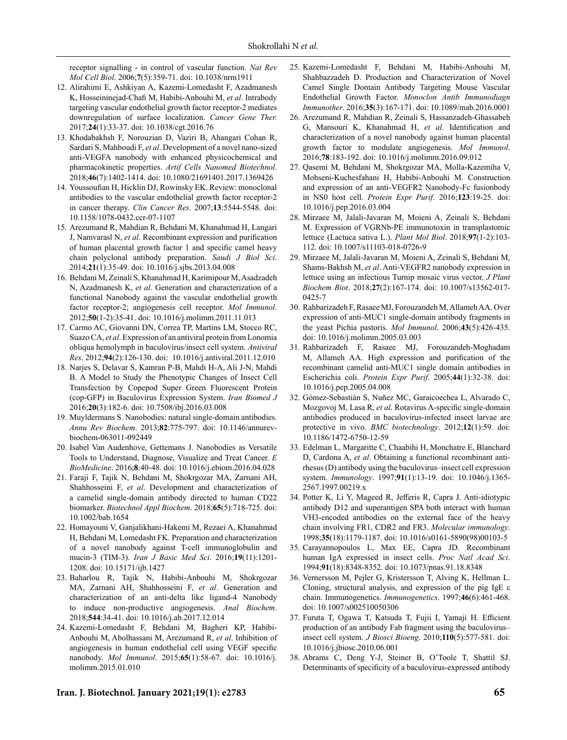receptor signalling - in control of vascular function. *Nat Rev Mol Cell Biol*. 2006;**7**(5):359-71. doi: 10.1038/nrm1911

12. Alirahimi E, Ashkiyan A, Kazemi-Lomedasht F, Azadmanesh K, Hosseininejad-Chafi M, Habibi-Anbouhi M, *et al*. Intrabody targeting vascular endothelial growth factor receptor-2 mediates downregulation of surface localization. *Cancer Gene Ther.* 2017;**24**(1):33-37. doi: 10.1038/cgt.2016.76
13. Khodabakhsh F, Norouzian D, Vaziri B, Ahangari Cohan R, Sardari S, Mahboudi F, *et al*. Development of a novel nano-sized anti-VEGFA nanobody with enhanced physicochemical and pharmacokinetic properties. *Artif Cells Nanomed Biotechnol*. 2018;**46**(7):1402-1414. doi: 10.1080/21691401.2017.1369426
14. Youssoufian H, Hicklin DJ, Rowinsky EK. Review: monoclonal antibodies to the vascular endothelial growth factor receptor-2 in cancer therapy. *Clin Cancer Res*. 2007;**13**:5544-5548. doi: 10.1158/1078-0432.ccr-07-1107
15. Arezumand R, Mahdian R, Behdani M, Khanahmad H, Langari J, Namvarasl N, *et al*. Recombinant expression and purification of human placental growth factor 1 and specific camel heavy chain polyclonal antibody preparation. *Saudi J Biol Sci*. 2014;**21**(1):35-49. doi: 10.1016/j.sjbs.2013.04.008
16. Behdani M, Zeinali S, Khanahmad H, Karimipour M, Asadzadeh N, Azadmanesh K, *et al*. Generation and characterization of a functional Nanobody against the vascular endothelial growth factor receptor-2; angiogenesis cell receptor. *Mol Immunol*. 2012;**50**(1-2):35-41. doi: 10.1016/j.molimm.2011.11.013
17. Carmo AC, Giovanni DN, Correa TP, Martins LM, Stocco RC, Suazo CA, *et al*. Expression of an antiviral protein from Lonomia obliqua hemolymph in baculovirus/insect cell system. *Antiviral Res*. 2012;**94**(2):126-130. doi: 10.1016/j.antiviral.2011.12.010
18. Narjes S, Delavar S, Kamran P-B, Mahdi H-A, Ali J-N, Mahdi B. A Model to Study the Phenotypic Changes of Insect Cell Transfection by Copepod Super Green Fluorescent Protein (cop-GFP) in Baculovirus Expression System. *Iran Biomed J* 2016;**20**(3):182-6. doi: 10.7508/ibj.2016.03.008
19. Muyldermans S. Nanobodies: natural single-domain antibodies. *Annu Rev Biochem*. 2013;**82**:775-797. doi: 10.1146/annurev-biochem-063011-092449
20. Isabel Van Audenhove, Gettemans J. Nanobodies as Versatile Tools to Understand, Diagnose, Visualize and Treat Cancer. *E BioMedicine*. 2016;**8**:40-48. doi: 10.1016/j.ebiom.2016.04.028
21. Faraji F, Tajik N, Behdani M, Shokrgozar MA, Zarnani AH, Shahhosseini F, *et al*. Development and characterization of a camelid single-domain antibody directed to human CD22 biomarker. *Biotechnol Appl Biochem*. 2018;**65**(5):718-725. doi: 10.1002/bab.1654
22. Homayouni V, Ganjalikhani-Hakemi M, Rezaei A, Khanahmad H, Behdani M, Lomedasht FK. Preparation and characterization of a novel nanobody against T-cell immunoglobulin and mucin-3 (TIM-3). *Iran J Basic Med Sci*. 2016;**19**(11):1201-1208. doi: 10.15171/ijb.1427
23. Baharlou R, Tajik N, Habibi-Anbouhi M, Shokrgozar MA, Zarnani AH, Shahhosseini F, *et al*. Generation and characterization of an anti-delta like ligand-4 Nanobody to induce non-productive angiogenesis. *Anal Biochem*. 2018;**544**:34-41. doi: 10.1016/j.ab.2017.12.014
24. Kazemi-Lomedasht F, Behdani M, Bagheri KP, Habibi-Anbouhi M, Abolhassani M, Arezumand R, *et al*. Inhibition of angiogenesis in human endothelial cell using VEGF specific nanobody. *Mol Immunol*. 2015;**65**(1):58-67. doi: 10.1016/j.molimm.2015.01.010
25. Kazemi-Lomedasht F, Behdani M, Habibi-Anbouhi M, Shahbazzadeh D. Production and Characterization of Novel Camel Single Domain Antibody Targeting Mouse Vascular Endothelial Growth Factor. *Monoclon Antib Immunodiagn Immunother*. 2016;**35**(3):167-171. doi: 10.1089/mab.2016.0001
26. Arezumand R, Mahdian R, Zeinali S, Hassanzadeh-Ghassabeh G, Mansouri K, Khanahmad H, *et al*. Identification and characterization of a novel nanobody against human placental growth factor to modulate angiogenesis. *Mol Immunol*. 2016;**78**:183-192. doi: 10.1016/j.molimm.2016.09.012
27. Qasemi M, Behdani M, Shokrgozar MA, Molla-Kazemiha V, Mohseni-Kuchesfahani H, Habibi-Anbouhi M. Construction and expression of an anti-VEGFR2 Nanobody-Fc fusionbody in NS0 host cell. *Protein Expr Purif*. 2016;**123**:19-25. doi: 10.1016/j.pep.2016.03.004
28. Mirzaee M, Jalali-Javaran M, Moieni A, Zeinali S, Behdani M. Expression of VGRNb-PE immunotoxin in transplastomic lettuce (Lactuca sativa L.). *Plant Mol Biol*. 2018;**97**(1-2):103-112. doi: 10.1007/s11103-018-0726-9
29. Mirzaee M, Jalali-Javaran M, Moieni A, Zeinali S, Behdani M, Shams-Bakhsh M, *et al*. Anti-VEGFR2 nanobody expression in lettuce using an infectious Turnip mosaic virus vector. *J Plant Biochem Biot*. 2018;**27**(2):167-174. doi: 10.1007/s13562-017-0425-7
30. Rahbarizadeh F, Rasaee MJ, Forouzandeh M, Allameh AA. Over expression of anti-MUC1 single-domain antibody fragments in the yeast Pichia pastoris. *Mol Immunol*. 2006;**43**(5):426-435. doi: 10.1016/j.molimm.2005.03.003
31. Rahbarizadeh F, Rasaee MJ, Forouzandeh-Moghadam M, Allameh AA. High expression and purification of the recombinant camelid anti-MUC1 single domain antibodies in Escherichia coli. *Protein Expr Purif*. 2005;**44**(1):32-38. doi: 10.1016/j.pep.2005.04.008
32. Gómez-Sebastián S, Nuñez MC, Garaicoechea L, Alvarado C, Mozgovoj M, Lasa R, *et al*. Rotavirus A-specific single-domain antibodies produced in baculovirus-infected insect larvae are protective in vivo. *BMC biotechnology*. 2012;**12**(1):59. doi: 10.1186/1472-6750-12-59
33. Edelman L, Margaritte C, Chaabihi H, Monchatre E, Blanchard D, Cardona A, *et al*. Obtaining a functional recombinant anti-rhesus (D) antibody using the baculovirus–insect cell expression system. *Immunology*. 1997;**91**(1):13-19. doi: 10.1046/j.1365-2567.1997.00219.x
34. Potter K, Li Y, Mageed R, Jefferis R, Capra J. Anti-idiotypic antibody D12 and superantigen SPA both interact with human VH3-encoded antibodies on the external face of the heavy chain involving FR1, CDR2 and FR3. *Molecular immunology*. 1998;**35**(18):1179-1187. doi: 10.1016/s0161-5890(98)00103-5
35. Carayannopoulos L, Max EE, Capra JD. Recombinant human IgA expressed in insect cells. *Proc Natl Acad Sci*. 1994;**91**(18):8348-8352. doi: 10.1073/pnas.91.18.8348
36. Vernersson M, Pejler G, Kristersson T, Alving K, Hellman L. Cloning, structural analysis, and expression of the pig IgE ε chain. Immunogenetics. *Immunogenetics*. 1997;**46**(6):461-468. doi: 10.1007/s002510050306
37. Furuta T, Ogawa T, Katsuda T, Fujii I, Yamaji H. Efficient production of an antibody Fab fragment using the baculovirus–insect cell system. *J Biosci Bioeng*. 2010;**110**(5):577-581. doi: 10.1016/j.jbiosc.2010.06.001
38. Abrams C, Deng Y-J, Steiner B, O'Toole T, Shattil SJ. Determinants of specificity of a baculovirus-expressed antibody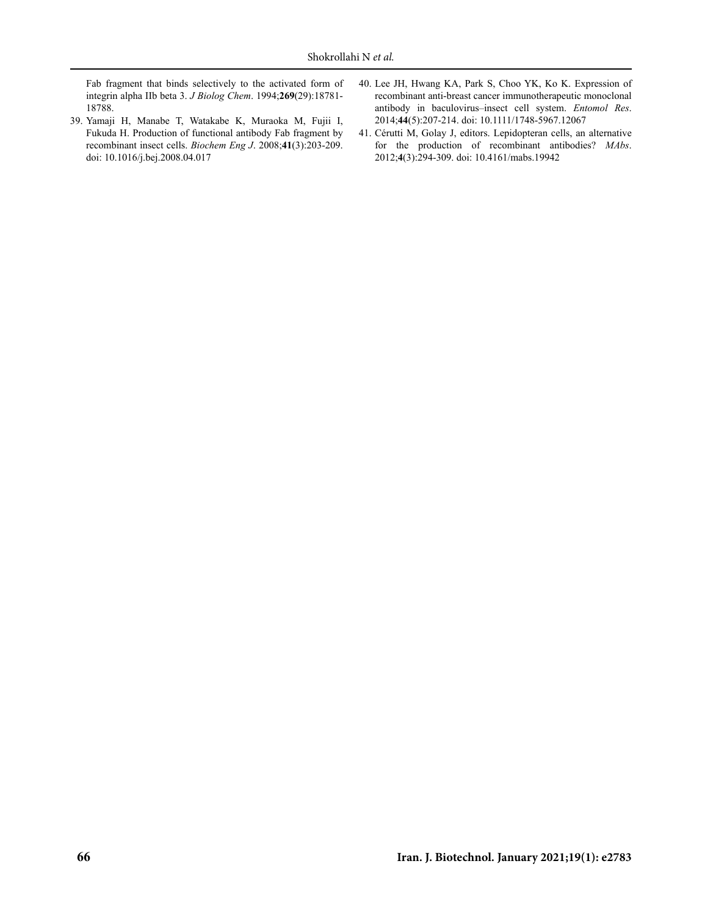Fab fragment that binds selectively to the activated form of integrin alpha IIb beta 3. *J Biolog Chem*. 1994;**269**(29):18781-18788.

39. Yamaji H, Manabe T, Watakabe K, Muraoka M, Fujii I, Fukuda H. Production of functional antibody Fab fragment by recombinant insect cells. *Biochem Eng J*. 2008;**41**(3):203-209. doi: 10.1016/j.bej.2008.04.017
40. Lee JH, Hwang KA, Park S, Choo YK, Ko K. Expression of recombinant anti-breast cancer immunotherapeutic monoclonal antibody in baculovirus–insect cell system. *Entomol Res*. 2014;**44**(5):207-214. doi: 10.1111/1748-5967.12067
41. Cérutti M, Golay J, editors. Lepidopteran cells, an alternative for the production of recombinant antibodies? *MAbs*. 2012;**4**(3):294-309. doi: 10.4161/mabs.19942